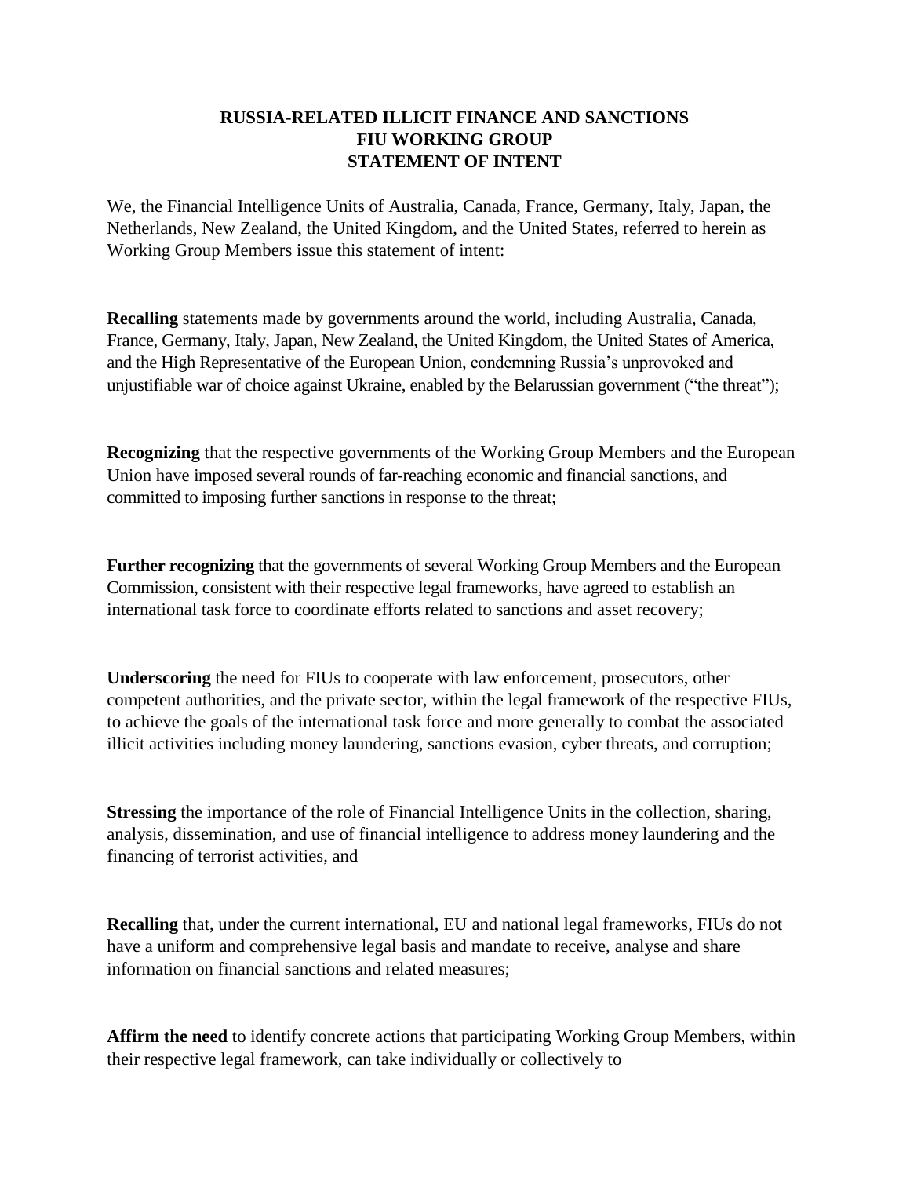# RUSSIA-RELATED ILLICIT FINANCE AND SANCTIONS FIU WORKING GROUP STATEMENT OF INTENT

We, the Financial Intelligence Units of Australia, Canada, France, Germany, Italy, Japan, the Netherlands, New Zealand, the United Kingdom, and the United States, referred to herein as Working Group Members issue this statement of intent:

**Recalling** statements made by governments around the world, including Australia, Canada, France, Germany, Italy, Japan, New Zealand, the United Kingdom, the United States of America, and the High Representative of the European Union, condemning Russia's unprovoked and unjustifiable war of choice against Ukraine, enabled by the Belarussian government ("the threat");

**Recognizing** that the respective governments of the Working Group Members and the European Union have imposed several rounds of far-reaching economic and financial sanctions, and committed to imposing further sanctions in response to the threat;

**Further recognizing** that the governments of several Working Group Members and the European Commission, consistent with their respective legal frameworks, have agreed to establish an international task force to coordinate efforts related to sanctions and asset recovery;

**Underscoring** the need for FIUs to cooperate with law enforcement, prosecutors, other competent authorities, and the private sector, within the legal framework of the respective FIUs, to achieve the goals of the international task force and more generally to combat the associated illicit activities including money laundering, sanctions evasion, cyber threats, and corruption;

**Stressing** the importance of the role of Financial Intelligence Units in the collection, sharing, analysis, dissemination, and use of financial intelligence to address money laundering and the financing of terrorist activities, and

**Recalling** that, under the current international, EU and national legal frameworks, FIUs do not have a uniform and comprehensive legal basis and mandate to receive, analyse and share information on financial sanctions and related measures;

**Affirm the need** to identify concrete actions that participating Working Group Members, within their respective legal framework, can take individually or collectively to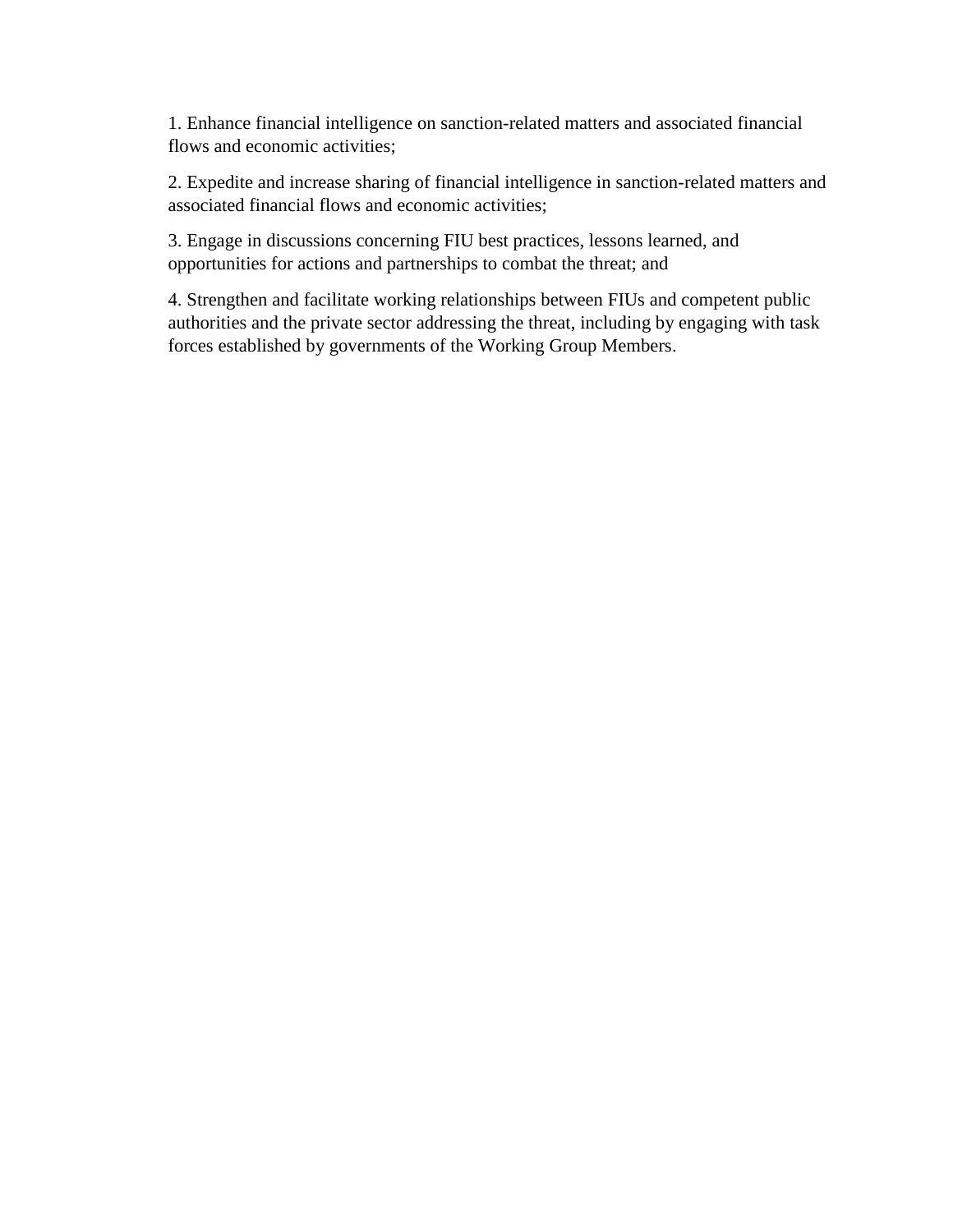1. Enhance financial intelligence on sanction-related matters and associated financial flows and economic activities;

2. Expedite and increase sharing of financial intelligence in sanction-related matters and associated financial flows and economic activities;

3. Engage in discussions concerning FIU best practices, lessons learned, and opportunities for actions and partnerships to combat the threat; and

4. Strengthen and facilitate working relationships between FIUs and competent public authorities and the private sector addressing the threat, including by engaging with task forces established by governments of the Working Group Members.